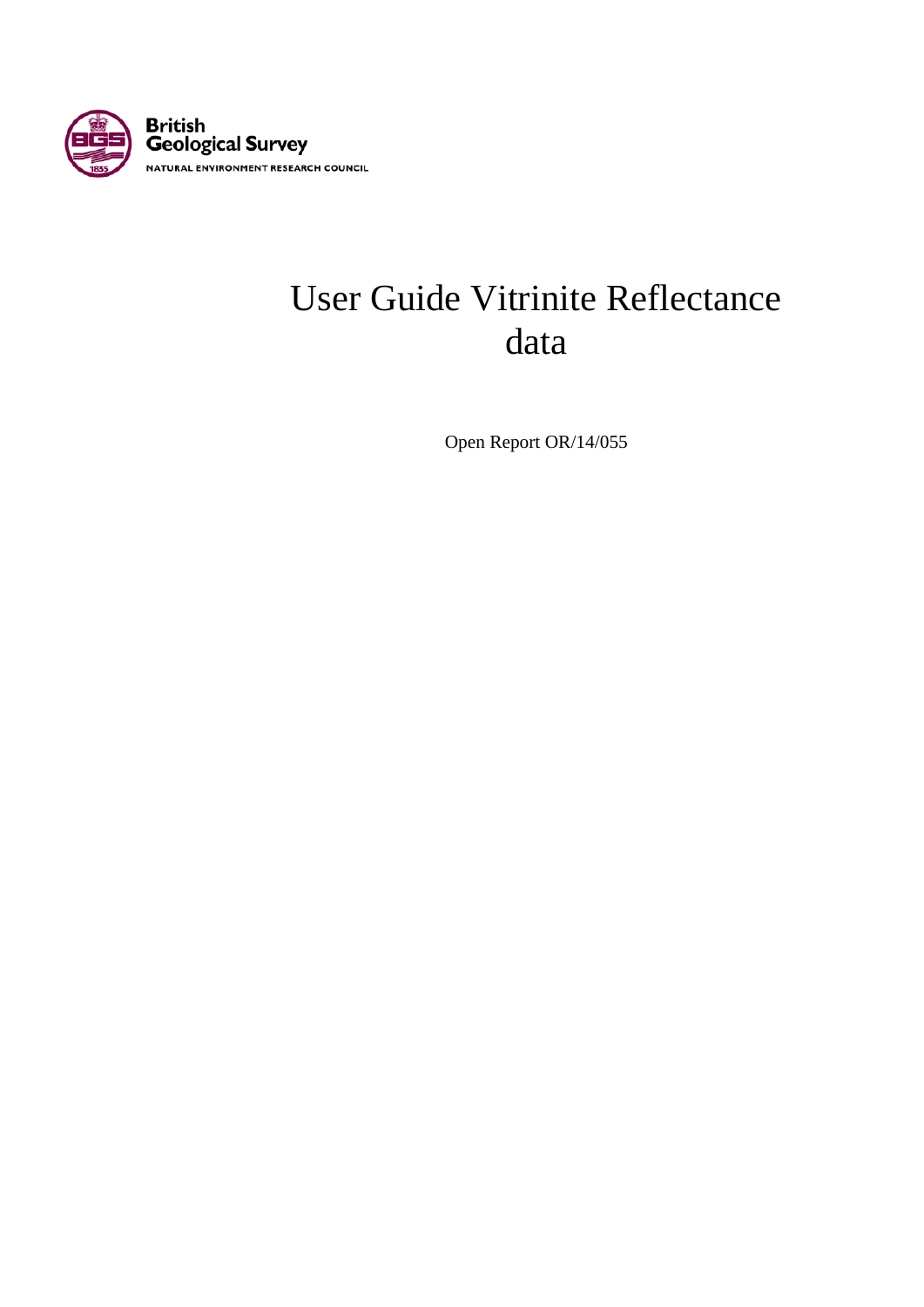British Geological Survey

NATURAL ENVIRONMENT RESEARCH COUNCIL

# User Guide Vitrinite Reflectance data

Open Report OR/14/055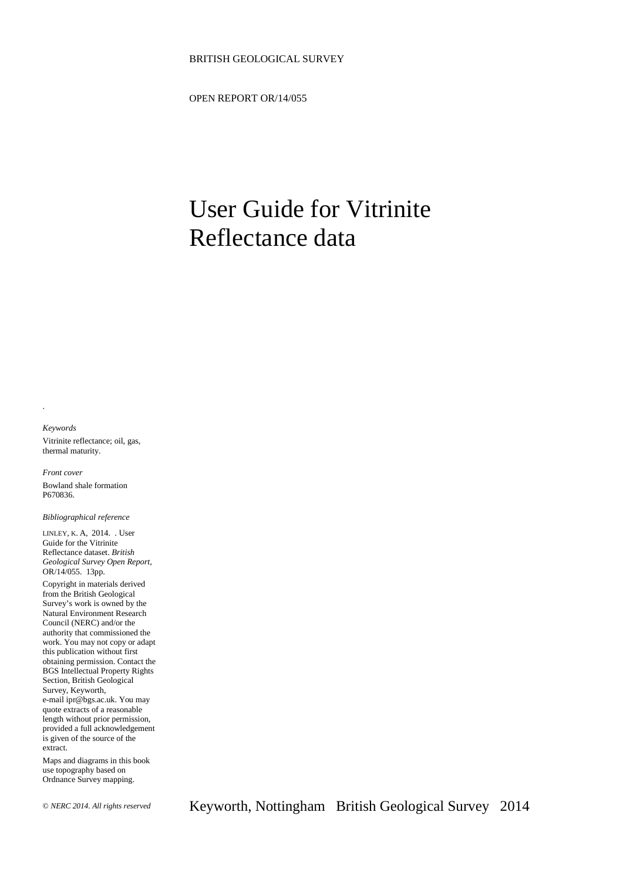BRITISH GEOLOGICAL SURVEY

OPEN REPORT OR/14/055

# User Guide for Vitrinite Reflectance data

.

*Keywords*

Vitrinite reflectance; oil, gas, thermal maturity.

*Front cover*

Bowland shale formation P670836.

*Bibliographical reference*

LINLEY, K. A, 2014. . User Guide for the Vitrinite Reflectance dataset. *British Geological Survey Open Report*, OR/14/055. 13pp.

Copyright in materials derived from the British Geological Survey's work is owned by the Natural Environment Research Council (NERC) and/or the authority that commissioned the work. You may not copy or adapt this publication without first obtaining permission. Contact the BGS Intellectual Property Rights Section, British Geological Survey, Keyworth, e-mail ipr@bgs.ac.uk. You may quote extracts of a reasonable length without prior permission, provided a full acknowledgement is given of the source of the extract.

Maps and diagrams in this book use topography based on Ordnance Survey mapping.

*© NERC 2014. All rights reserved*

Keyworth, Nottingham British Geological Survey 2014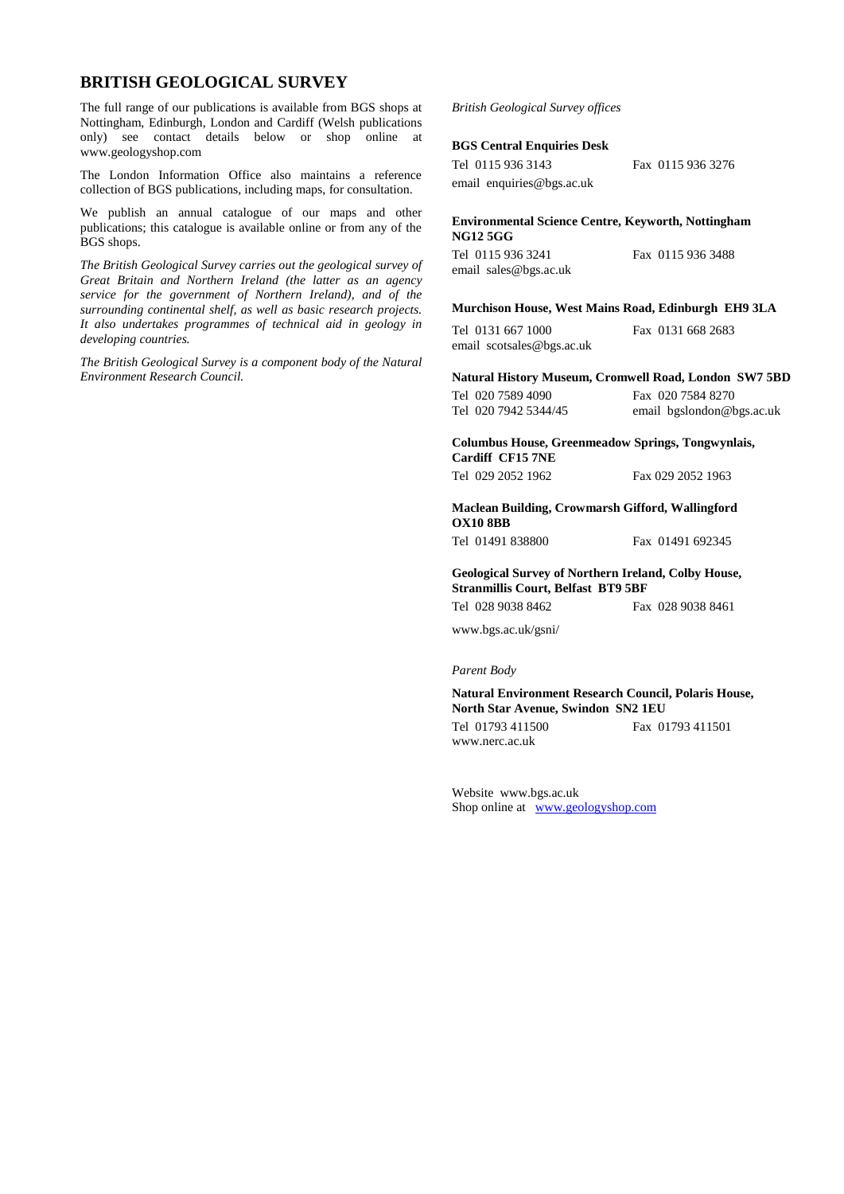## BRITISH GEOLOGICAL SURVEY

The full range of our publications is available from BGS shops at Nottingham, Edinburgh, London and Cardiff (Welsh publications only) see contact details below or shop online at www.geologyshop.com

The London Information Office also maintains a reference collection of BGS publications, including maps, for consultation.

We publish an annual catalogue of our maps and other publications; this catalogue is available online or from any of the BGS shops.

*The British Geological Survey carries out the geological survey of Great Britain and Northern Ireland (the latter as an agency service for the government of Northern Ireland), and of the surrounding continental shelf, as well as basic research projects. It also undertakes programmes of technical aid in geology in developing countries.*

*The British Geological Survey is a component body of the Natural Environment Research Council.*

*British Geological Survey offices*

**BGS Central Enquiries Desk**

Tel 0115 936 3143 Fax 0115 936 3276
email enquiries@bgs.ac.uk

**Environmental Science Centre, Keyworth, Nottingham NG12 5GG**

Tel 0115 936 3241 Fax 0115 936 3488
email sales@bgs.ac.uk

**Murchison House, West Mains Road, Edinburgh EH9 3LA**

Tel 0131 667 1000 Fax 0131 668 2683
email scotsales@bgs.ac.uk

**Natural History Museum, Cromwell Road, London SW7 5BD**

Tel 020 7589 4090 Fax 020 7584 8270
Tel 020 7942 5344/45 email bgslondon@bgs.ac.uk

**Columbus House, Greenmeadow Springs, Tongwynlais, Cardiff CF15 7NE**

Tel 029 2052 1962 Fax 029 2052 1963

**Maclean Building, Crowmarsh Gifford, Wallingford OX10 8BB**

Tel 01491 838800 Fax 01491 692345

**Geological Survey of Northern Ireland, Colby House, Stranmillis Court, Belfast BT9 5BF**

Tel 028 9038 8462 Fax 028 9038 8461

www.bgs.ac.uk/gsni/

*Parent Body*

**Natural Environment Research Council, Polaris House, North Star Avenue, Swindon SN2 1EU**

Tel 01793 411500 Fax 01793 411501
www.nerc.ac.uk

Website www.bgs.ac.uk
Shop online at www.geologyshop.com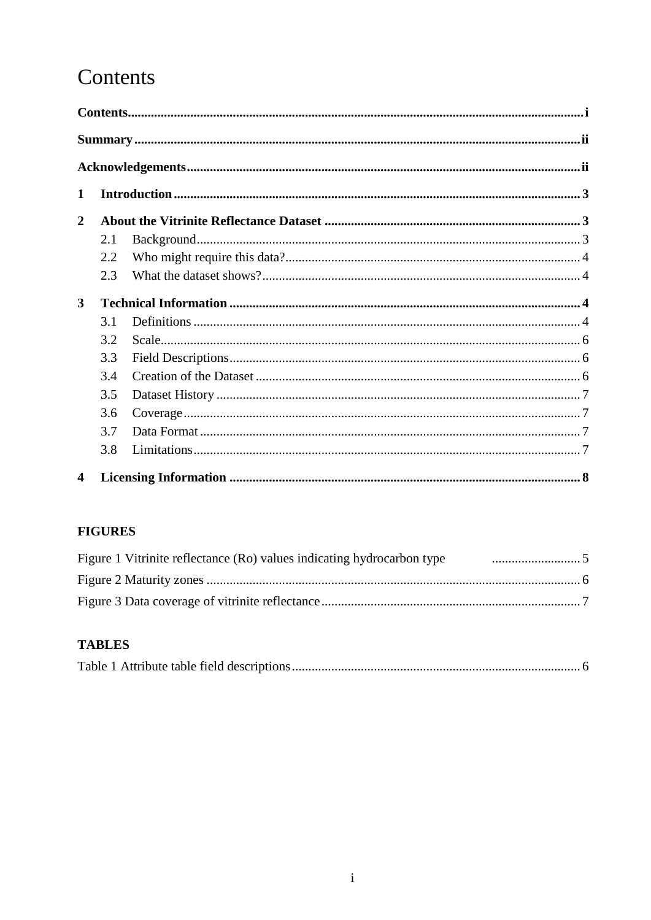# Contents

**Contents** ........................................................................................................................... **i**

**Summary** ........................................................................................................................... **ii**

**Acknowledgements** ........................................................................................................... **ii**

**1 Introduction** ..................................................................................................................... **3**

**2 About the Vitrinite Reflectance Dataset** ......................................................................... **3**

- 2.1 Background ................................................................................................................ 3
- 2.2 Who might require this data? ..................................................................................... 4
- 2.3 What the dataset shows? ............................................................................................ 4

**3 Technical Information** ..................................................................................................... **4**

- 3.1 Definitions .................................................................................................................. 4
- 3.2 Scale ........................................................................................................................... 6
- 3.3 Field Descriptions ....................................................................................................... 6
- 3.4 Creation of the Dataset ............................................................................................... 6
- 3.5 Dataset History ........................................................................................................... 7
- 3.6 Coverage ..................................................................................................................... 7
- 3.7 Data Format ................................................................................................................ 7
- 3.8 Limitations .................................................................................................................. 7

**4 Licensing Information** ..................................................................................................... **8**

**FIGURES**

Figure 1 Vitrinite reflectance (Ro) values indicating hydrocarbon type ........................... 5

Figure 2 Maturity zones ......................................................................................................... 6

Figure 3 Data coverage of vitrinite reflectance ..................................................................... 7

**TABLES**

Table 1 Attribute table field descriptions ............................................................................... 6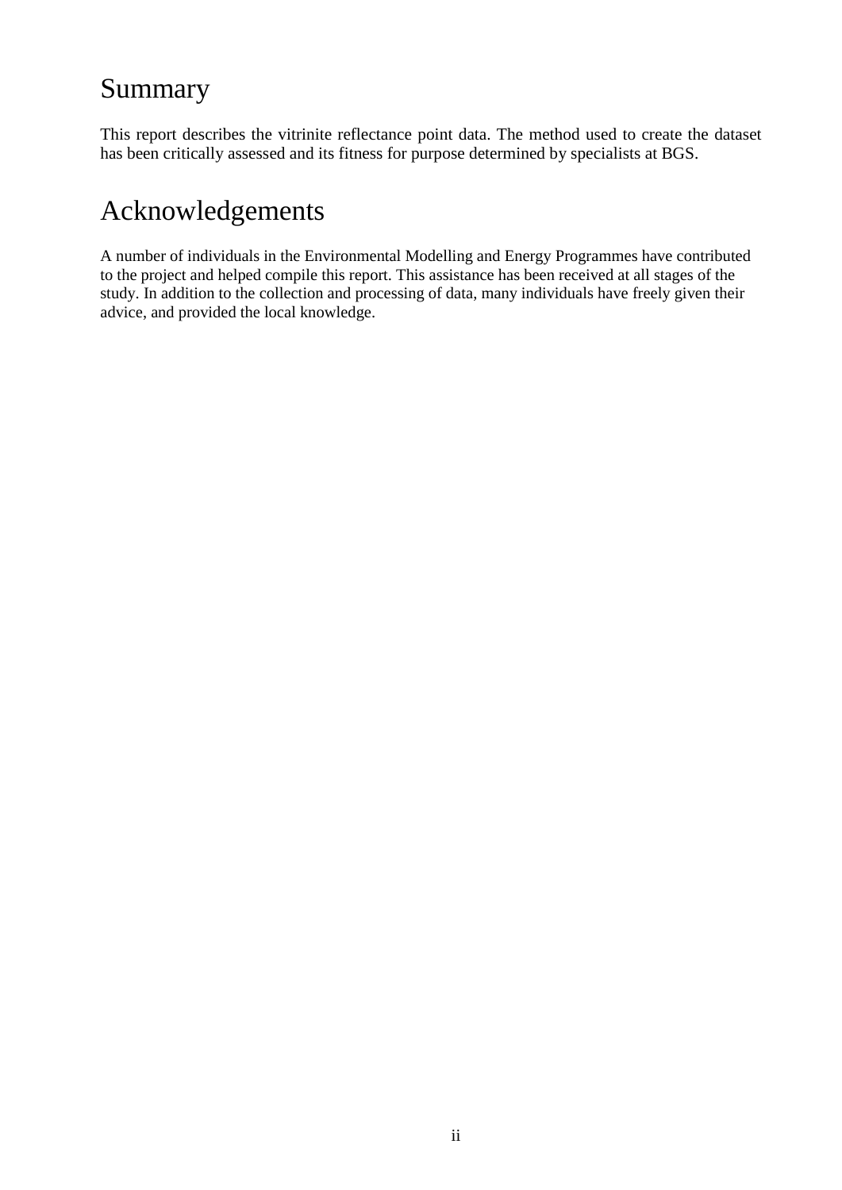# Summary

This report describes the vitrinite reflectance point data. The method used to create the dataset has been critically assessed and its fitness for purpose determined by specialists at BGS.

# Acknowledgements

A number of individuals in the Environmental Modelling and Energy Programmes have contributed to the project and helped compile this report. This assistance has been received at all stages of the study. In addition to the collection and processing of data, many individuals have freely given their advice, and provided the local knowledge.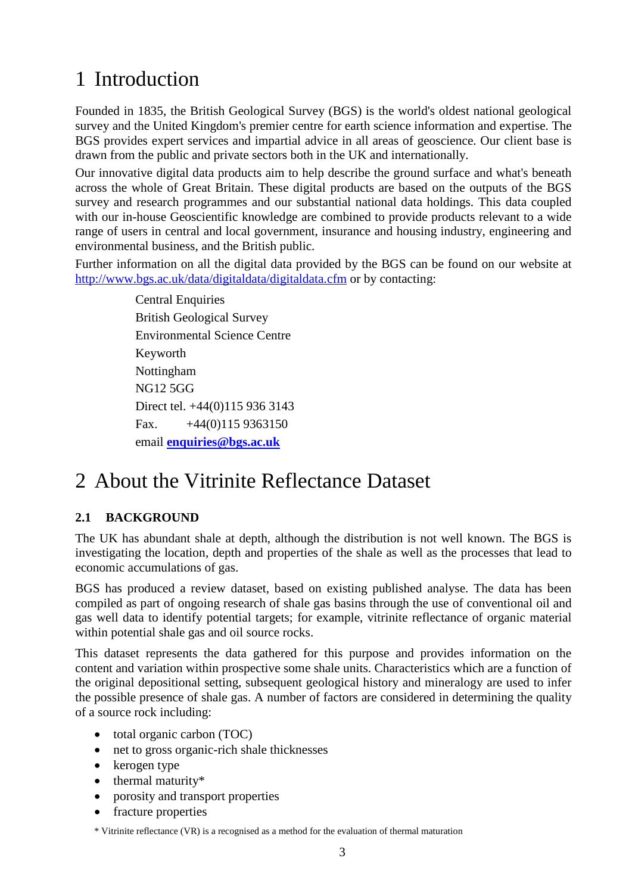# 1 Introduction

Founded in 1835, the British Geological Survey (BGS) is the world's oldest national geological survey and the United Kingdom's premier centre for earth science information and expertise. The BGS provides expert services and impartial advice in all areas of geoscience. Our client base is drawn from the public and private sectors both in the UK and internationally.

Our innovative digital data products aim to help describe the ground surface and what's beneath across the whole of Great Britain. These digital products are based on the outputs of the BGS survey and research programmes and our substantial national data holdings. This data coupled with our in-house Geoscientific knowledge are combined to provide products relevant to a wide range of users in central and local government, insurance and housing industry, engineering and environmental business, and the British public.

Further information on all the digital data provided by the BGS can be found on our website at [http://www.bgs.ac.uk/data/digitaldata/digitaldata.cfm](http://www.bgs.ac.uk/data/digitaldata/digitaldata.cfm) or by contacting:

Central Enquiries
British Geological Survey
Environmental Science Centre
Keyworth
Nottingham
NG12 5GG
Direct tel. +44(0)115 936 3143
Fax. +44(0)115 9363150
email **[enquiries@bgs.ac.uk](mailto:enquiries@bgs.ac.uk)**

# 2 About the Vitrinite Reflectance Dataset

## 2.1 BACKGROUND

The UK has abundant shale at depth, although the distribution is not well known. The BGS is investigating the location, depth and properties of the shale as well as the processes that lead to economic accumulations of gas.

BGS has produced a review dataset, based on existing published analyse. The data has been compiled as part of ongoing research of shale gas basins through the use of conventional oil and gas well data to identify potential targets; for example, vitrinite reflectance of organic material within potential shale gas and oil source rocks.

This dataset represents the data gathered for this purpose and provides information on the content and variation within prospective some shale units. Characteristics which are a function of the original depositional setting, subsequent geological history and mineralogy are used to infer the possible presence of shale gas. A number of factors are considered in determining the quality of a source rock including:

- total organic carbon (TOC)
- net to gross organic-rich shale thicknesses
- kerogen type
- thermal maturity*
- porosity and transport properties
- fracture properties

\* Vitrinite reflectance (VR) is a recognised as a method for the evaluation of thermal maturation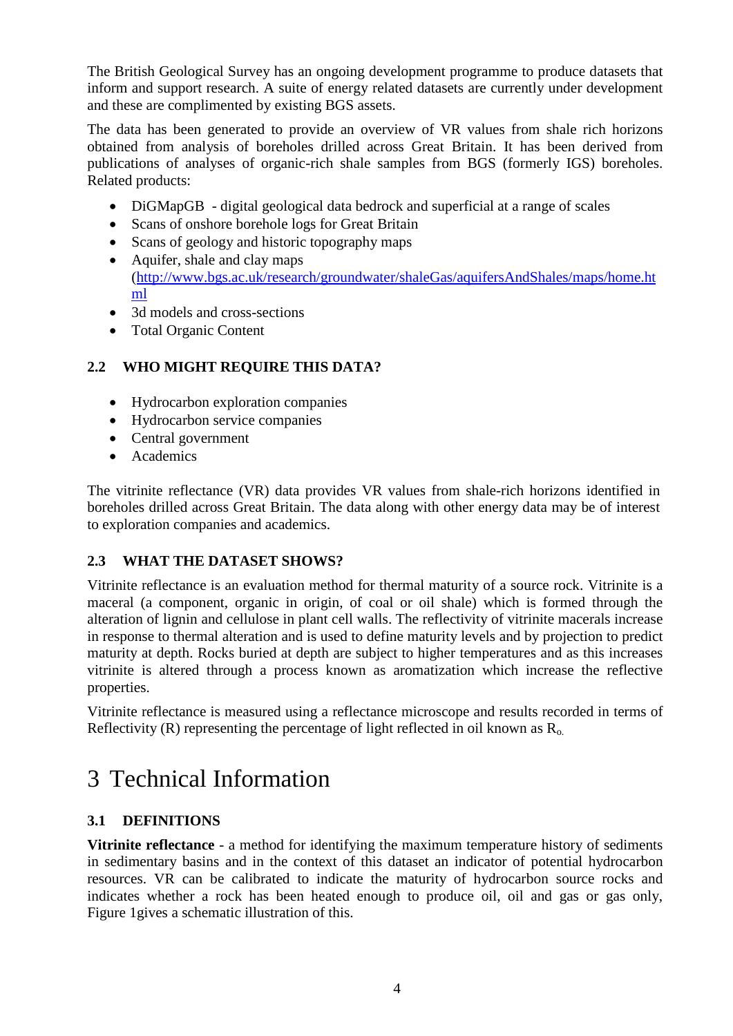The British Geological Survey has an ongoing development programme to produce datasets that inform and support research. A suite of energy related datasets are currently under development and these are complimented by existing BGS assets.

The data has been generated to provide an overview of VR values from shale rich horizons obtained from analysis of boreholes drilled across Great Britain. It has been derived from publications of analyses of organic-rich shale samples from BGS (formerly IGS) boreholes. Related products:

- DiGMapGB - digital geological data bedrock and superficial at a range of scales
- Scans of onshore borehole logs for Great Britain
- Scans of geology and historic topography maps
- Aquifer, shale and clay maps (http://www.bgs.ac.uk/research/groundwater/shaleGas/aquifersAndShales/maps/home.html
- 3d models and cross-sections
- Total Organic Content

### 2.2 WHO MIGHT REQUIRE THIS DATA?

- Hydrocarbon exploration companies
- Hydrocarbon service companies
- Central government
- Academics

The vitrinite reflectance (VR) data provides VR values from shale-rich horizons identified in boreholes drilled across Great Britain. The data along with other energy data may be of interest to exploration companies and academics.

### 2.3 WHAT THE DATASET SHOWS?

Vitrinite reflectance is an evaluation method for thermal maturity of a source rock. Vitrinite is a maceral (a component, organic in origin, of coal or oil shale) which is formed through the alteration of lignin and cellulose in plant cell walls. The reflectivity of vitrinite macerals increase in response to thermal alteration and is used to define maturity levels and by projection to predict maturity at depth. Rocks buried at depth are subject to higher temperatures and as this increases vitrinite is altered through a process known as aromatization which increase the reflective properties.

Vitrinite reflectance is measured using a reflectance microscope and results recorded in terms of Reflectivity (R) representing the percentage of light reflected in oil known as $R_o$.

# 3 Technical Information

### 3.1 DEFINITIONS

**Vitrinite reflectance** - a method for identifying the maximum temperature history of sediments in sedimentary basins and in the context of this dataset an indicator of potential hydrocarbon resources. VR can be calibrated to indicate the maturity of hydrocarbon source rocks and indicates whether a rock has been heated enough to produce oil, oil and gas or gas only, Figure 1gives a schematic illustration of this.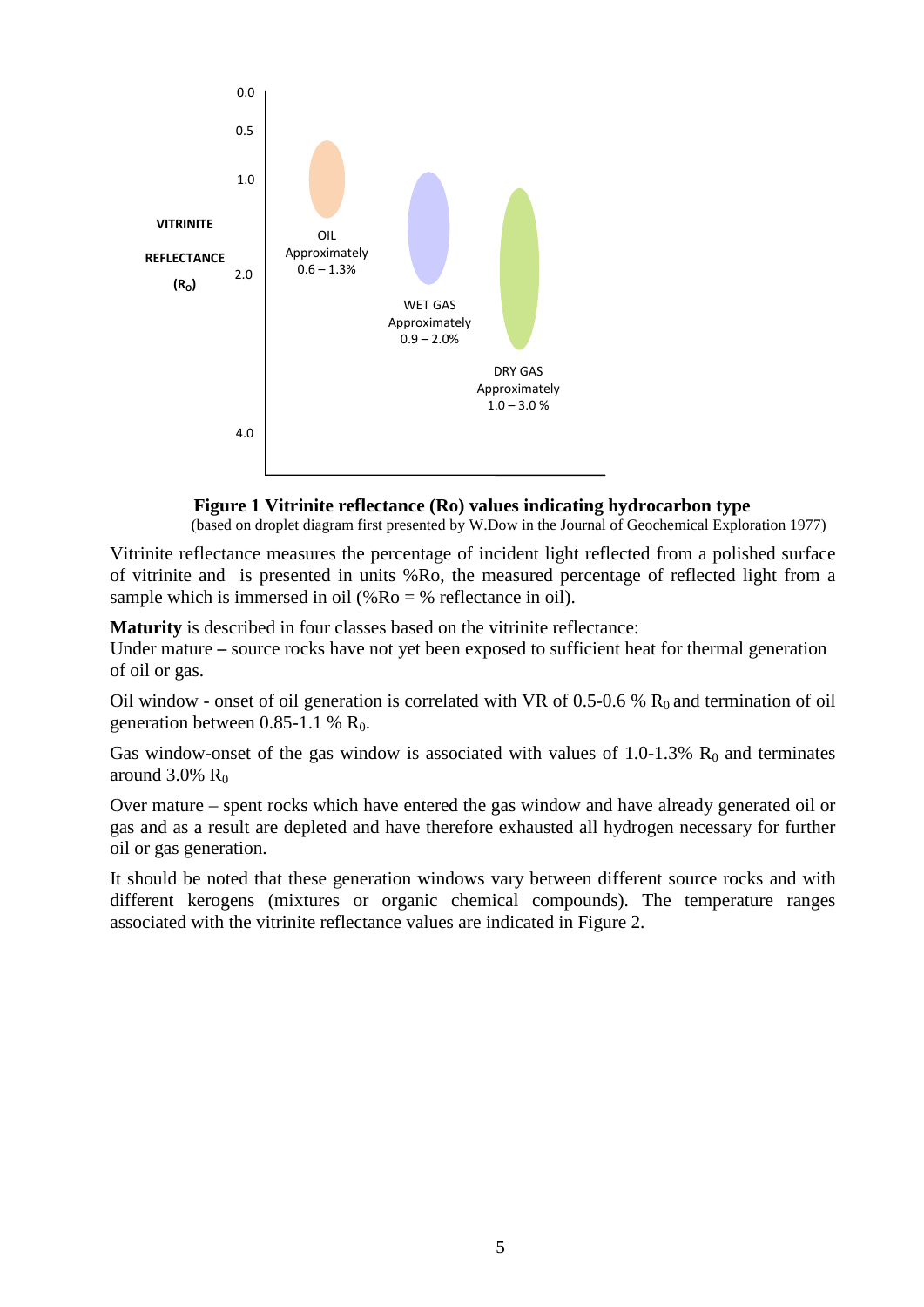VITRINITE REFLECTANCE ($R_O$)

0.0
0.5
1.0
2.0
4.0

OIL
Approximately
0.6 – 1.3%

WET GAS
Approximately
0.9 – 2.0%

DRY GAS
Approximately
1.0 – 3.0 %

**Figure 1 Vitrinite reflectance (Ro) values indicating hydrocarbon type**
(based on droplet diagram first presented by W.Dow in the Journal of Geochemical Exploration 1977)

Vitrinite reflectance measures the percentage of incident light reflected from a polished surface of vitrinite and is presented in units %Ro, the measured percentage of reflected light from a sample which is immersed in oil (%Ro = % reflectance in oil).

**Maturity** is described in four classes based on the vitrinite reflectance:
Under mature **–** source rocks have not yet been exposed to sufficient heat for thermal generation of oil or gas.

Oil window - onset of oil generation is correlated with VR of 0.5-0.6 % $R_0$ and termination of oil generation between 0.85-1.1 % $R_0$.

Gas window-onset of the gas window is associated with values of 1.0-1.3% $R_0$ and terminates around 3.0% $R_0$

Over mature – spent rocks which have entered the gas window and have already generated oil or gas and as a result are depleted and have therefore exhausted all hydrogen necessary for further oil or gas generation.

It should be noted that these generation windows vary between different source rocks and with different kerogens (mixtures or organic chemical compounds). The temperature ranges associated with the vitrinite reflectance values are indicated in Figure 2.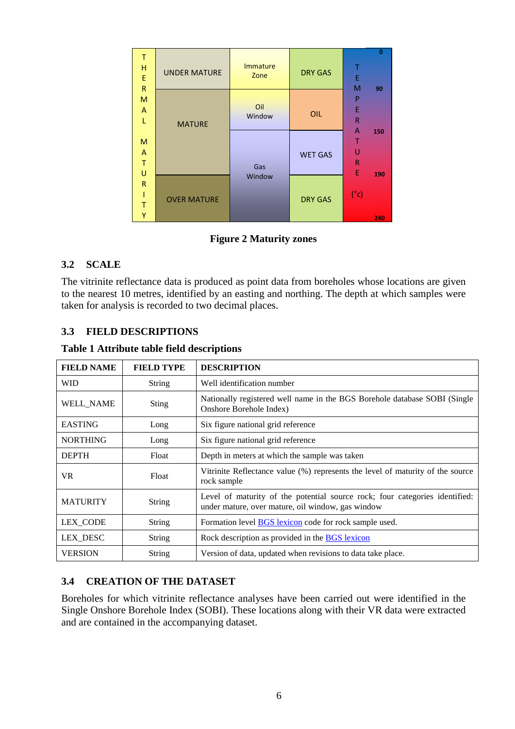| THERMAL MATURITY | | | TEMPERATURE (°c) |
|---|---|---|---|
| UNDER MATURE | Immature Zone | DRY GAS | 0 |
| MATURE | Oil Window | OIL | 90 |
| MATURE | Gas Window | WET GAS | 150 |
| OVER MATURE | Gas Window | DRY GAS | 190 |
| | | | 240 |

**Figure 2 Maturity zones**

## 3.2 SCALE

The vitrinite reflectance data is produced as point data from boreholes whose locations are given to the nearest 10 metres, identified by an easting and northing. The depth at which samples were taken for analysis is recorded to two decimal places.

## 3.3 FIELD DESCRIPTIONS

**Table 1 Attribute table field descriptions**

| FIELD NAME | FIELD TYPE | DESCRIPTION |
|---|---|---|
| WID | String | Well identification number |
| WELL_NAME | Sting | Nationally registered well name in the BGS Borehole database SOBI (Single Onshore Borehole Index) |
| EASTING | Long | Six figure national grid reference |
| NORTHING | Long | Six figure national grid reference |
| DEPTH | Float | Depth in meters at which the sample was taken |
| VR | Float | Vitrinite Reflectance value (%) represents the level of maturity of the source rock sample |
| MATURITY | String | Level of maturity of the potential source rock; four categories identified: under mature, over mature, oil window, gas window |
| LEX_CODE | String | Formation level BGS lexicon code for rock sample used. |
| LEX_DESC | String | Rock description as provided in the BGS lexicon |
| VERSION | String | Version of data, updated when revisions to data take place. |

## 3.4 CREATION OF THE DATASET

Boreholes for which vitrinite reflectance analyses have been carried out were identified in the Single Onshore Borehole Index (SOBI). These locations along with their VR data were extracted and are contained in the accompanying dataset.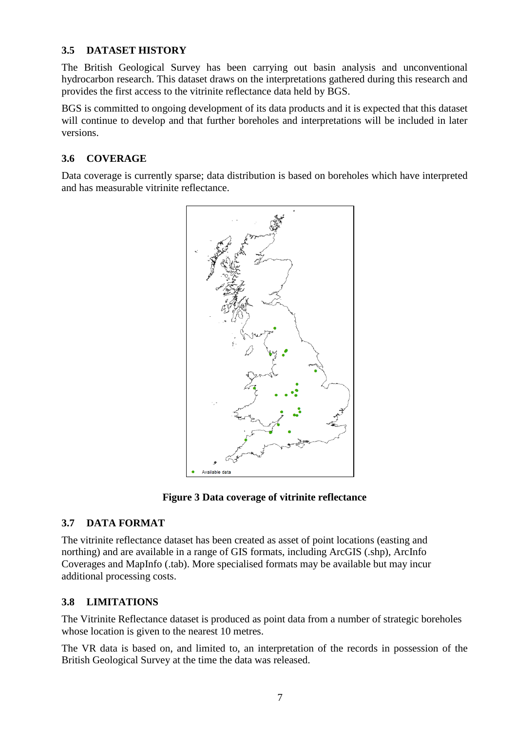## 3.5 DATASET HISTORY

The British Geological Survey has been carrying out basin analysis and unconventional hydrocarbon research. This dataset draws on the interpretations gathered during this research and provides the first access to the vitrinite reflectance data held by BGS.

BGS is committed to ongoing development of its data products and it is expected that this dataset will continue to develop and that further boreholes and interpretations will be included in later versions.

## 3.6 COVERAGE

Data coverage is currently sparse; data distribution is based on boreholes which have interpreted and has measurable vitrinite reflectance.

Available data

**Figure 3 Data coverage of vitrinite reflectance**

## 3.7 DATA FORMAT

The vitrinite reflectance dataset has been created as asset of point locations (easting and northing) and are available in a range of GIS formats, including ArcGIS (.shp), ArcInfo Coverages and MapInfo (.tab). More specialised formats may be available but may incur additional processing costs.

## 3.8 LIMITATIONS

The Vitrinite Reflectance dataset is produced as point data from a number of strategic boreholes whose location is given to the nearest 10 metres.

The VR data is based on, and limited to, an interpretation of the records in possession of the British Geological Survey at the time the data was released.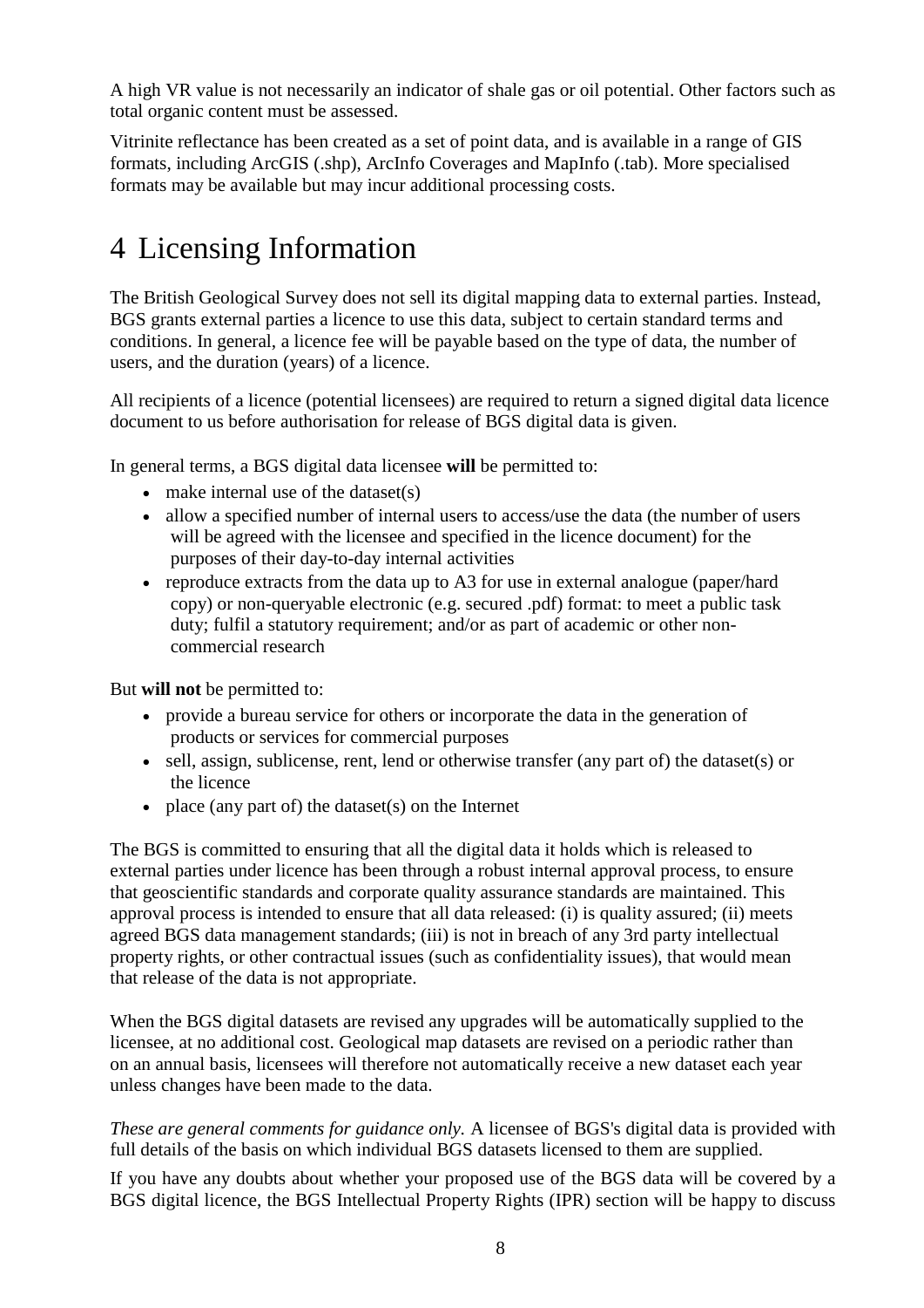A high VR value is not necessarily an indicator of shale gas or oil potential. Other factors such as total organic content must be assessed.

Vitrinite reflectance has been created as a set of point data, and is available in a range of GIS formats, including ArcGIS (.shp), ArcInfo Coverages and MapInfo (.tab). More specialised formats may be available but may incur additional processing costs.

# 4 Licensing Information

The British Geological Survey does not sell its digital mapping data to external parties. Instead, BGS grants external parties a licence to use this data, subject to certain standard terms and conditions. In general, a licence fee will be payable based on the type of data, the number of users, and the duration (years) of a licence.

All recipients of a licence (potential licensees) are required to return a signed digital data licence document to us before authorisation for release of BGS digital data is given.

In general terms, a BGS digital data licensee **will** be permitted to:

- make internal use of the dataset(s)
- allow a specified number of internal users to access/use the data (the number of users will be agreed with the licensee and specified in the licence document) for the purposes of their day-to-day internal activities
- reproduce extracts from the data up to A3 for use in external analogue (paper/hard copy) or non-queryable electronic (e.g. secured .pdf) format: to meet a public task duty; fulfil a statutory requirement; and/or as part of academic or other non-commercial research

But **will not** be permitted to:

- provide a bureau service for others or incorporate the data in the generation of products or services for commercial purposes
- sell, assign, sublicense, rent, lend or otherwise transfer (any part of) the dataset(s) or the licence
- place (any part of) the dataset(s) on the Internet

The BGS is committed to ensuring that all the digital data it holds which is released to external parties under licence has been through a robust internal approval process, to ensure that geoscientific standards and corporate quality assurance standards are maintained. This approval process is intended to ensure that all data released: (i) is quality assured; (ii) meets agreed BGS data management standards; (iii) is not in breach of any 3rd party intellectual property rights, or other contractual issues (such as confidentiality issues), that would mean that release of the data is not appropriate.

When the BGS digital datasets are revised any upgrades will be automatically supplied to the licensee, at no additional cost. Geological map datasets are revised on a periodic rather than on an annual basis, licensees will therefore not automatically receive a new dataset each year unless changes have been made to the data.

*These are general comments for guidance only.* A licensee of BGS's digital data is provided with full details of the basis on which individual BGS datasets licensed to them are supplied.

If you have any doubts about whether your proposed use of the BGS data will be covered by a BGS digital licence, the BGS Intellectual Property Rights (IPR) section will be happy to discuss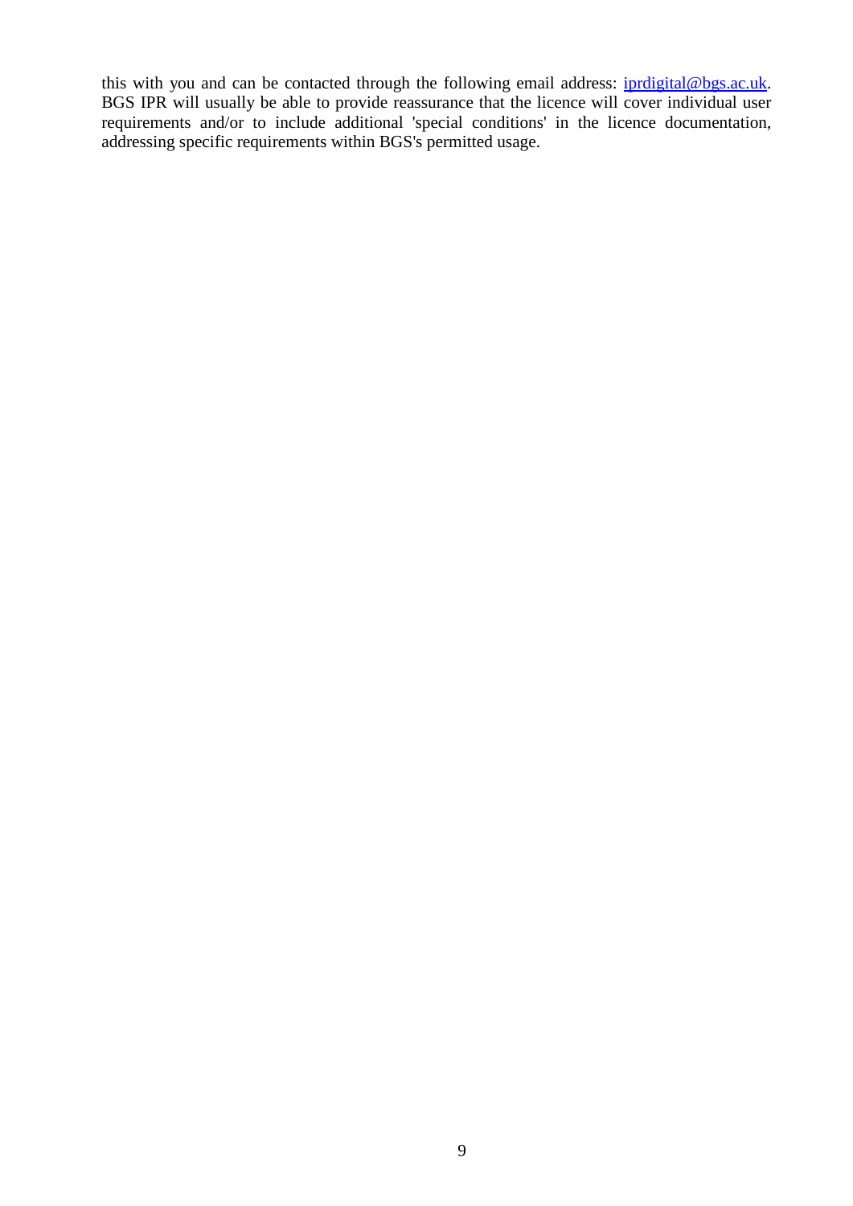this with you and can be contacted through the following email address: iprdigital@bgs.ac.uk. BGS IPR will usually be able to provide reassurance that the licence will cover individual user requirements and/or to include additional 'special conditions' in the licence documentation, addressing specific requirements within BGS's permitted usage.